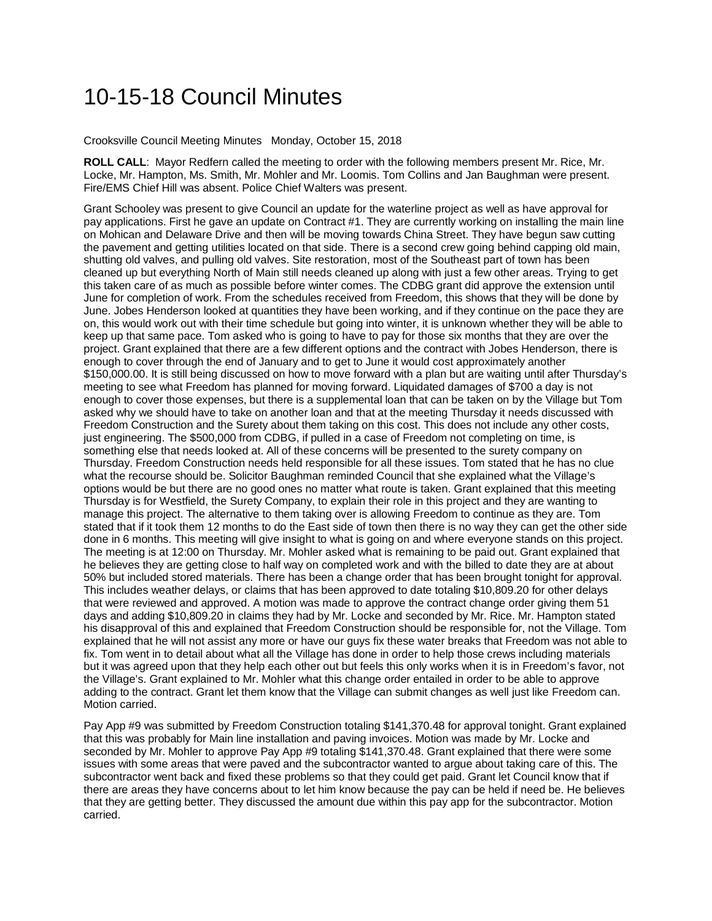# 10-15-18 Council Minutes

Crooksville Council Meeting Minutes   Monday, October 15, 2018

**ROLL CALL**: Mayor Redfern called the meeting to order with the following members present Mr. Rice, Mr. Locke, Mr. Hampton, Ms. Smith, Mr. Mohler and Mr. Loomis. Tom Collins and Jan Baughman were present. Fire/EMS Chief Hill was absent. Police Chief Walters was present.

Grant Schooley was present to give Council an update for the waterline project as well as have approval for pay applications. First he gave an update on Contract #1. They are currently working on installing the main line on Mohican and Delaware Drive and then will be moving towards China Street. They have begun saw cutting the pavement and getting utilities located on that side. There is a second crew going behind capping old main, shutting old valves, and pulling old valves. Site restoration, most of the Southeast part of town has been cleaned up but everything North of Main still needs cleaned up along with just a few other areas. Trying to get this taken care of as much as possible before winter comes. The CDBG grant did approve the extension until June for completion of work. From the schedules received from Freedom, this shows that they will be done by June. Jobes Henderson looked at quantities they have been working, and if they continue on the pace they are on, this would work out with their time schedule but going into winter, it is unknown whether they will be able to keep up that same pace. Tom asked who is going to have to pay for those six months that they are over the project. Grant explained that there are a few different options and the contract with Jobes Henderson, there is enough to cover through the end of January and to get to June it would cost approximately another $150,000.00. It is still being discussed on how to move forward with a plan but are waiting until after Thursday's meeting to see what Freedom has planned for moving forward. Liquidated damages of $700 a day is not enough to cover those expenses, but there is a supplemental loan that can be taken on by the Village but Tom asked why we should have to take on another loan and that at the meeting Thursday it needs discussed with Freedom Construction and the Surety about them taking on this cost. This does not include any other costs, just engineering. The $500,000 from CDBG, if pulled in a case of Freedom not completing on time, is something else that needs looked at. All of these concerns will be presented to the surety company on Thursday. Freedom Construction needs held responsible for all these issues. Tom stated that he has no clue what the recourse should be. Solicitor Baughman reminded Council that she explained what the Village's options would be but there are no good ones no matter what route is taken. Grant explained that this meeting Thursday is for Westfield, the Surety Company, to explain their role in this project and they are wanting to manage this project. The alternative to them taking over is allowing Freedom to continue as they are. Tom stated that if it took them 12 months to do the East side of town then there is no way they can get the other side done in 6 months. This meeting will give insight to what is going on and where everyone stands on this project. The meeting is at 12:00 on Thursday. Mr. Mohler asked what is remaining to be paid out. Grant explained that he believes they are getting close to half way on completed work and with the billed to date they are at about 50% but included stored materials. There has been a change order that has been brought tonight for approval. This includes weather delays, or claims that has been approved to date totaling $10,809.20 for other delays that were reviewed and approved. A motion was made to approve the contract change order giving them 51 days and adding $10,809.20 in claims they had by Mr. Locke and seconded by Mr. Rice. Mr. Hampton stated his disapproval of this and explained that Freedom Construction should be responsible for, not the Village. Tom explained that he will not assist any more or have our guys fix these water breaks that Freedom was not able to fix. Tom went in to detail about what all the Village has done in order to help those crews including materials but it was agreed upon that they help each other out but feels this only works when it is in Freedom's favor, not the Village's. Grant explained to Mr. Mohler what this change order entailed in order to be able to approve adding to the contract. Grant let them know that the Village can submit changes as well just like Freedom can. Motion carried.

Pay App #9 was submitted by Freedom Construction totaling $141,370.48 for approval tonight. Grant explained that this was probably for Main line installation and paving invoices. Motion was made by Mr. Locke and seconded by Mr. Mohler to approve Pay App #9 totaling $141,370.48. Grant explained that there were some issues with some areas that were paved and the subcontractor wanted to argue about taking care of this. The subcontractor went back and fixed these problems so that they could get paid. Grant let Council know that if there are areas they have concerns about to let him know because the pay can be held if need be. He believes that they are getting better. They discussed the amount due within this pay app for the subcontractor. Motion carried.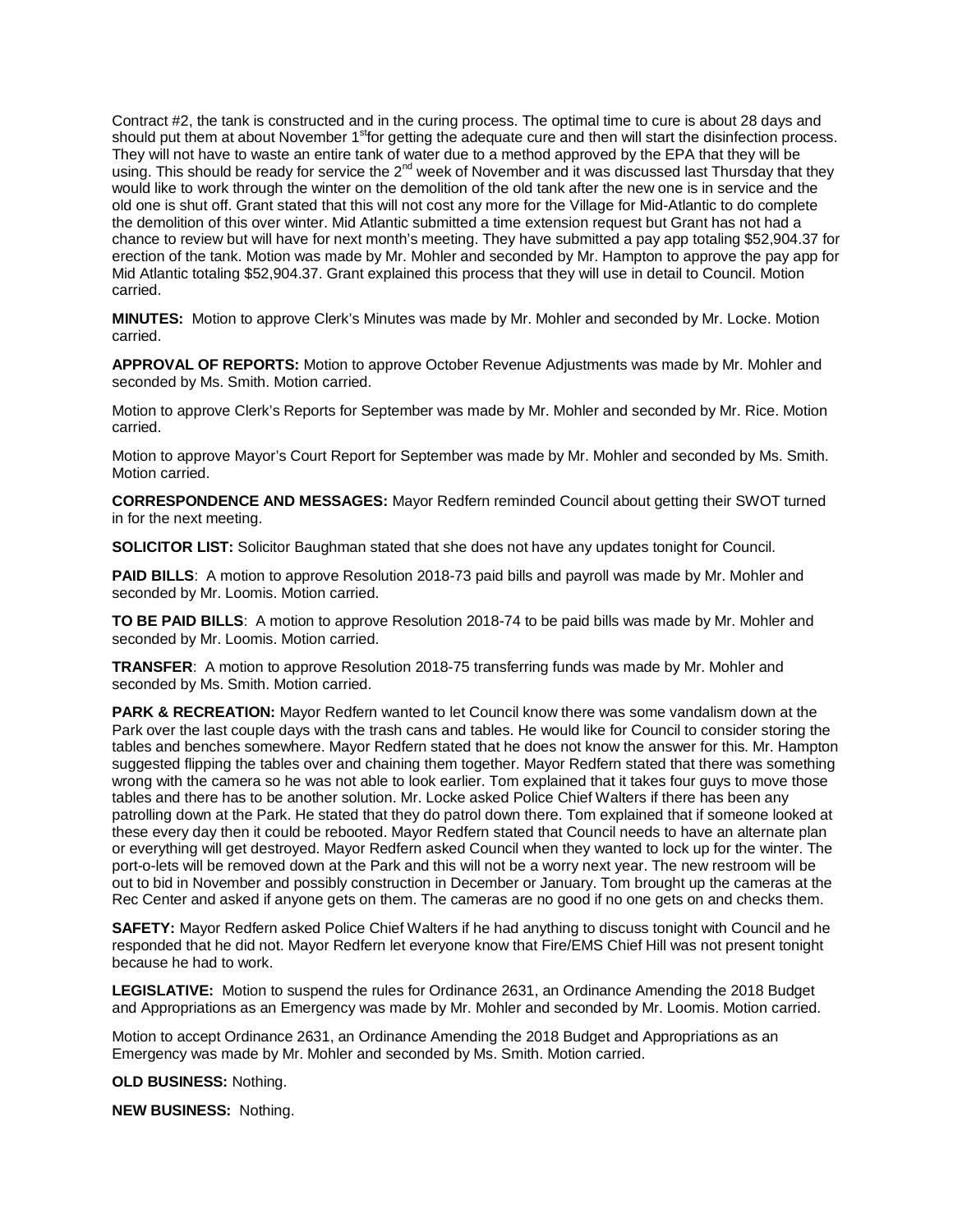Contract #2, the tank is constructed and in the curing process. The optimal time to cure is about 28 days and should put them at about November 1st for getting the adequate cure and then will start the disinfection process. They will not have to waste an entire tank of water due to a method approved by the EPA that they will be using. This should be ready for service the 2nd week of November and it was discussed last Thursday that they would like to work through the winter on the demolition of the old tank after the new one is in service and the old one is shut off. Grant stated that this will not cost any more for the Village for Mid-Atlantic to do complete the demolition of this over winter. Mid Atlantic submitted a time extension request but Grant has not had a chance to review but will have for next month's meeting. They have submitted a pay app totaling $52,904.37 for erection of the tank. Motion was made by Mr. Mohler and seconded by Mr. Hampton to approve the pay app for Mid Atlantic totaling $52,904.37. Grant explained this process that they will use in detail to Council. Motion carried.

**MINUTES:** Motion to approve Clerk's Minutes was made by Mr. Mohler and seconded by Mr. Locke. Motion carried.

**APPROVAL OF REPORTS:** Motion to approve October Revenue Adjustments was made by Mr. Mohler and seconded by Ms. Smith. Motion carried.

Motion to approve Clerk's Reports for September was made by Mr. Mohler and seconded by Mr. Rice. Motion carried.

Motion to approve Mayor's Court Report for September was made by Mr. Mohler and seconded by Ms. Smith. Motion carried.

**CORRESPONDENCE AND MESSAGES:** Mayor Redfern reminded Council about getting their SWOT turned in for the next meeting.

**SOLICITOR LIST:** Solicitor Baughman stated that she does not have any updates tonight for Council.

**PAID BILLS**: A motion to approve Resolution 2018-73 paid bills and payroll was made by Mr. Mohler and seconded by Mr. Loomis. Motion carried.

**TO BE PAID BILLS**: A motion to approve Resolution 2018-74 to be paid bills was made by Mr. Mohler and seconded by Mr. Loomis. Motion carried.

**TRANSFER**: A motion to approve Resolution 2018-75 transferring funds was made by Mr. Mohler and seconded by Ms. Smith. Motion carried.

**PARK & RECREATION:** Mayor Redfern wanted to let Council know there was some vandalism down at the Park over the last couple days with the trash cans and tables. He would like for Council to consider storing the tables and benches somewhere. Mayor Redfern stated that he does not know the answer for this. Mr. Hampton suggested flipping the tables over and chaining them together. Mayor Redfern stated that there was something wrong with the camera so he was not able to look earlier. Tom explained that it takes four guys to move those tables and there has to be another solution. Mr. Locke asked Police Chief Walters if there has been any patrolling down at the Park. He stated that they do patrol down there. Tom explained that if someone looked at these every day then it could be rebooted. Mayor Redfern stated that Council needs to have an alternate plan or everything will get destroyed. Mayor Redfern asked Council when they wanted to lock up for the winter. The port-o-lets will be removed down at the Park and this will not be a worry next year. The new restroom will be out to bid in November and possibly construction in December or January. Tom brought up the cameras at the Rec Center and asked if anyone gets on them. The cameras are no good if no one gets on and checks them.

**SAFETY:** Mayor Redfern asked Police Chief Walters if he had anything to discuss tonight with Council and he responded that he did not. Mayor Redfern let everyone know that Fire/EMS Chief Hill was not present tonight because he had to work.

**LEGISLATIVE:** Motion to suspend the rules for Ordinance 2631, an Ordinance Amending the 2018 Budget and Appropriations as an Emergency was made by Mr. Mohler and seconded by Mr. Loomis. Motion carried.

Motion to accept Ordinance 2631, an Ordinance Amending the 2018 Budget and Appropriations as an Emergency was made by Mr. Mohler and seconded by Ms. Smith. Motion carried.

**OLD BUSINESS:** Nothing.

**NEW BUSINESS:** Nothing.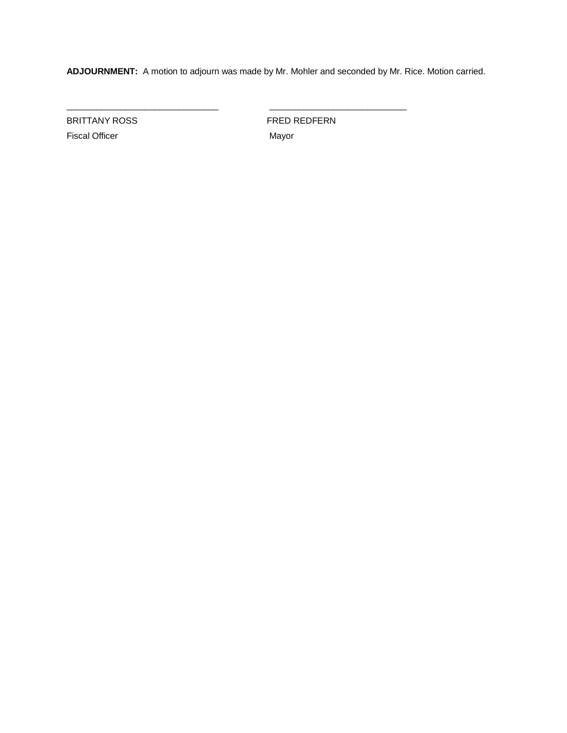**ADJOURNMENT:** A motion to adjourn was made by Mr. Mohler and seconded by Mr. Rice. Motion carried.

| | |
|---|---|
| _______________________________ | ____________________________ |
| BRITTANY ROSS | FRED REDFERN |
| Fiscal Officer | Mayor |